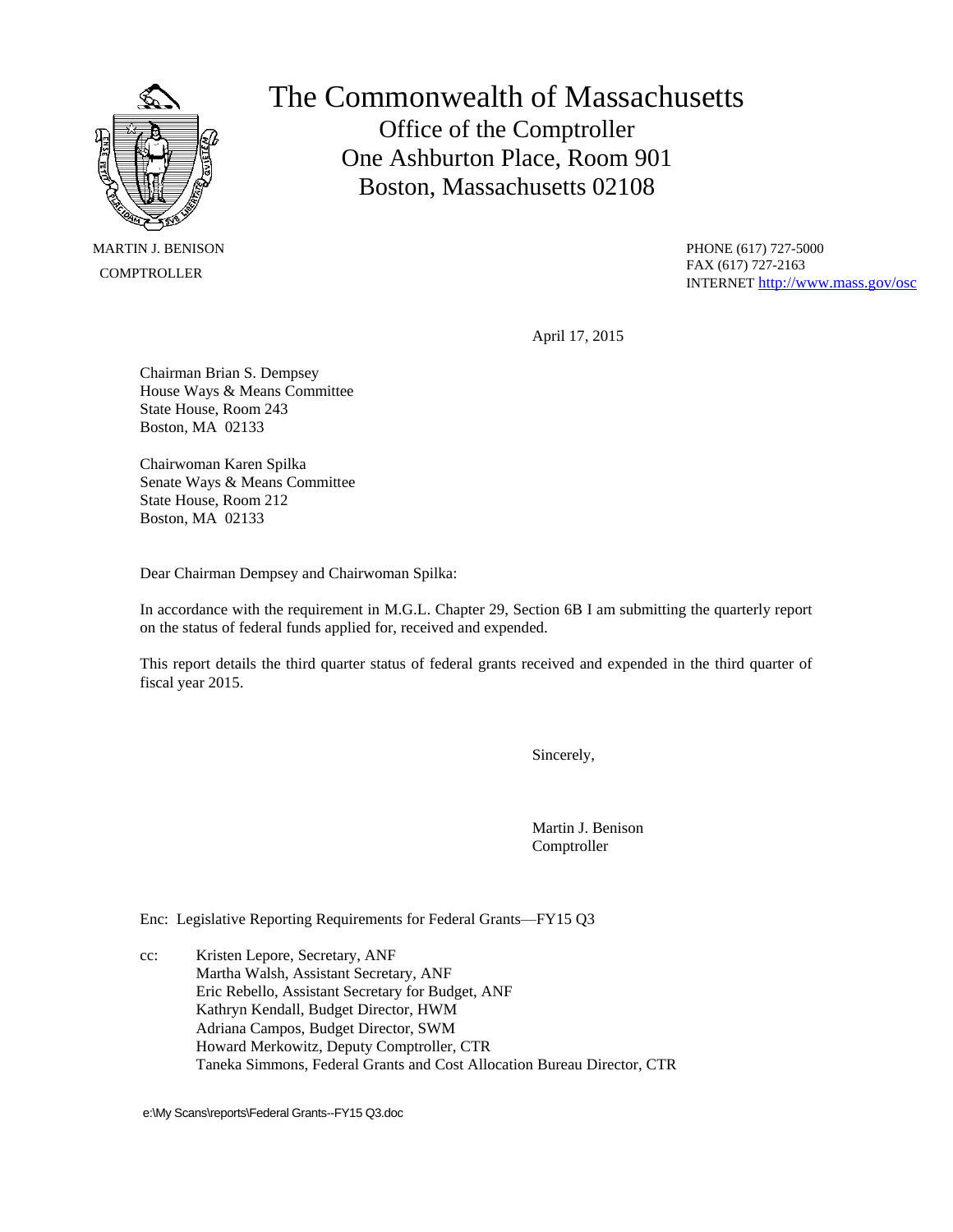# The Commonwealth of Massachusetts

Office of the Comptroller
One Ashburton Place, Room 901
Boston, Massachusetts 02108

MARTIN J. BENISON
COMPTROLLER

PHONE (617) 727-5000
FAX (617) 727-2163
INTERNET http://www.mass.gov/osc

April 17, 2015

Chairman Brian S. Dempsey
House Ways & Means Committee
State House, Room 243
Boston, MA 02133

Chairwoman Karen Spilka
Senate Ways & Means Committee
State House, Room 212
Boston, MA 02133

Dear Chairman Dempsey and Chairwoman Spilka:

In accordance with the requirement in M.G.L. Chapter 29, Section 6B I am submitting the quarterly report on the status of federal funds applied for, received and expended.

This report details the third quarter status of federal grants received and expended in the third quarter of fiscal year 2015.

Sincerely,

Martin J. Benison
Comptroller

Enc: Legislative Reporting Requirements for Federal Grants—FY15 Q3

cc: Kristen Lepore, Secretary, ANF
Martha Walsh, Assistant Secretary, ANF
Eric Rebello, Assistant Secretary for Budget, ANF
Kathryn Kendall, Budget Director, HWM
Adriana Campos, Budget Director, SWM
Howard Merkowitz, Deputy Comptroller, CTR
Taneka Simmons, Federal Grants and Cost Allocation Bureau Director, CTR

e:\My Scans\reports\Federal Grants--FY15 Q3.doc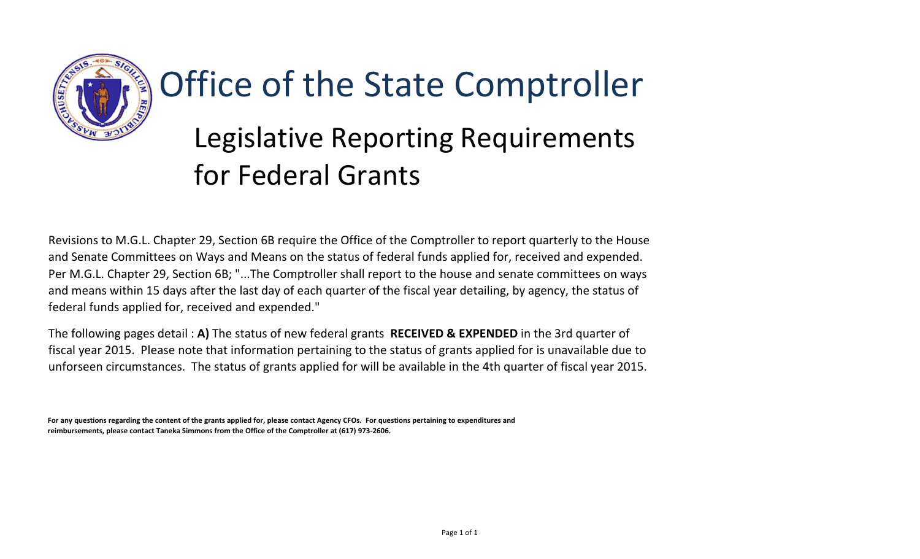# Office of the State Comptroller

## Legislative Reporting Requirements for Federal Grants

Revisions to M.G.L. Chapter 29, Section 6B require the Office of the Comptroller to report quarterly to the House and Senate Committees on Ways and Means on the status of federal funds applied for, received and expended. Per M.G.L. Chapter 29, Section 6B; "...The Comptroller shall report to the house and senate committees on ways and means within 15 days after the last day of each quarter of the fiscal year detailing, by agency, the status of federal funds applied for, received and expended."

The following pages detail : **A)** The status of new federal grants **RECEIVED & EXPENDED** in the 3rd quarter of fiscal year 2015. Please note that information pertaining to the status of grants applied for is unavailable due to unforseen circumstances. The status of grants applied for will be available in the 4th quarter of fiscal year 2015.

**For any questions regarding the content of the grants applied for, please contact Agency CFOs. For questions pertaining to expenditures and reimbursements, please contact Taneka Simmons from the Office of the Comptroller at (617) 973-2606.**